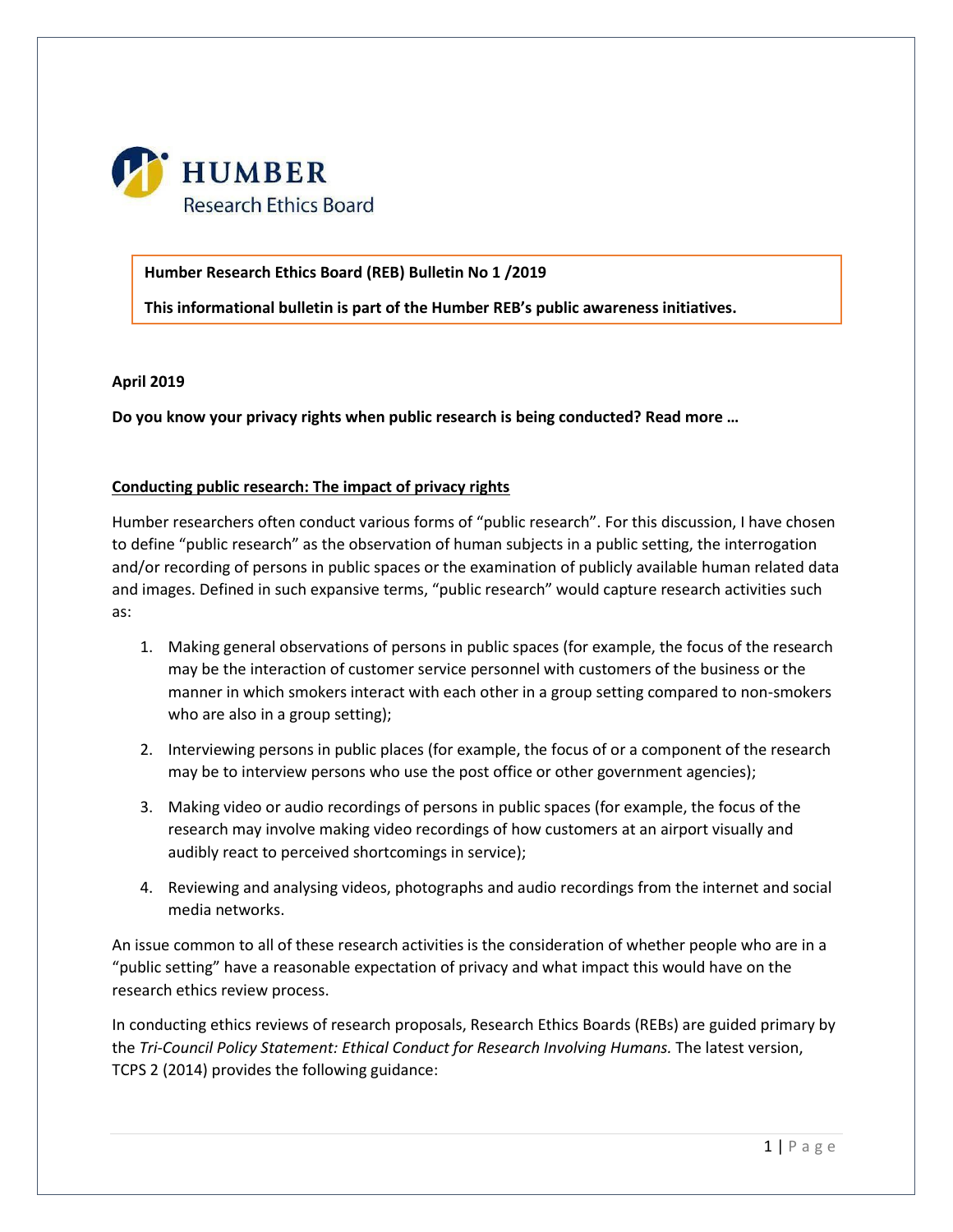HUMBER
Research Ethics Board

**Humber Research Ethics Board (REB) Bulletin No 1 /2019**

**This informational bulletin is part of the Humber REB's public awareness initiatives.**

**April 2019**

**Do you know your privacy rights when public research is being conducted? Read more …**

## Conducting public research: The impact of privacy rights

Humber researchers often conduct various forms of "public research". For this discussion, I have chosen to define "public research" as the observation of human subjects in a public setting, the interrogation and/or recording of persons in public spaces or the examination of publicly available human related data and images. Defined in such expansive terms, "public research" would capture research activities such as:

1. Making general observations of persons in public spaces (for example, the focus of the research may be the interaction of customer service personnel with customers of the business or the manner in which smokers interact with each other in a group setting compared to non-smokers who are also in a group setting);

2. Interviewing persons in public places (for example, the focus of or a component of the research may be to interview persons who use the post office or other government agencies);

3. Making video or audio recordings of persons in public spaces (for example, the focus of the research may involve making video recordings of how customers at an airport visually and audibly react to perceived shortcomings in service);

4. Reviewing and analysing videos, photographs and audio recordings from the internet and social media networks.

An issue common to all of these research activities is the consideration of whether people who are in a "public setting" have a reasonable expectation of privacy and what impact this would have on the research ethics review process.

In conducting ethics reviews of research proposals, Research Ethics Boards (REBs) are guided primary by the *Tri-Council Policy Statement: Ethical Conduct for Research Involving Humans.* The latest version, TCPS 2 (2014) provides the following guidance: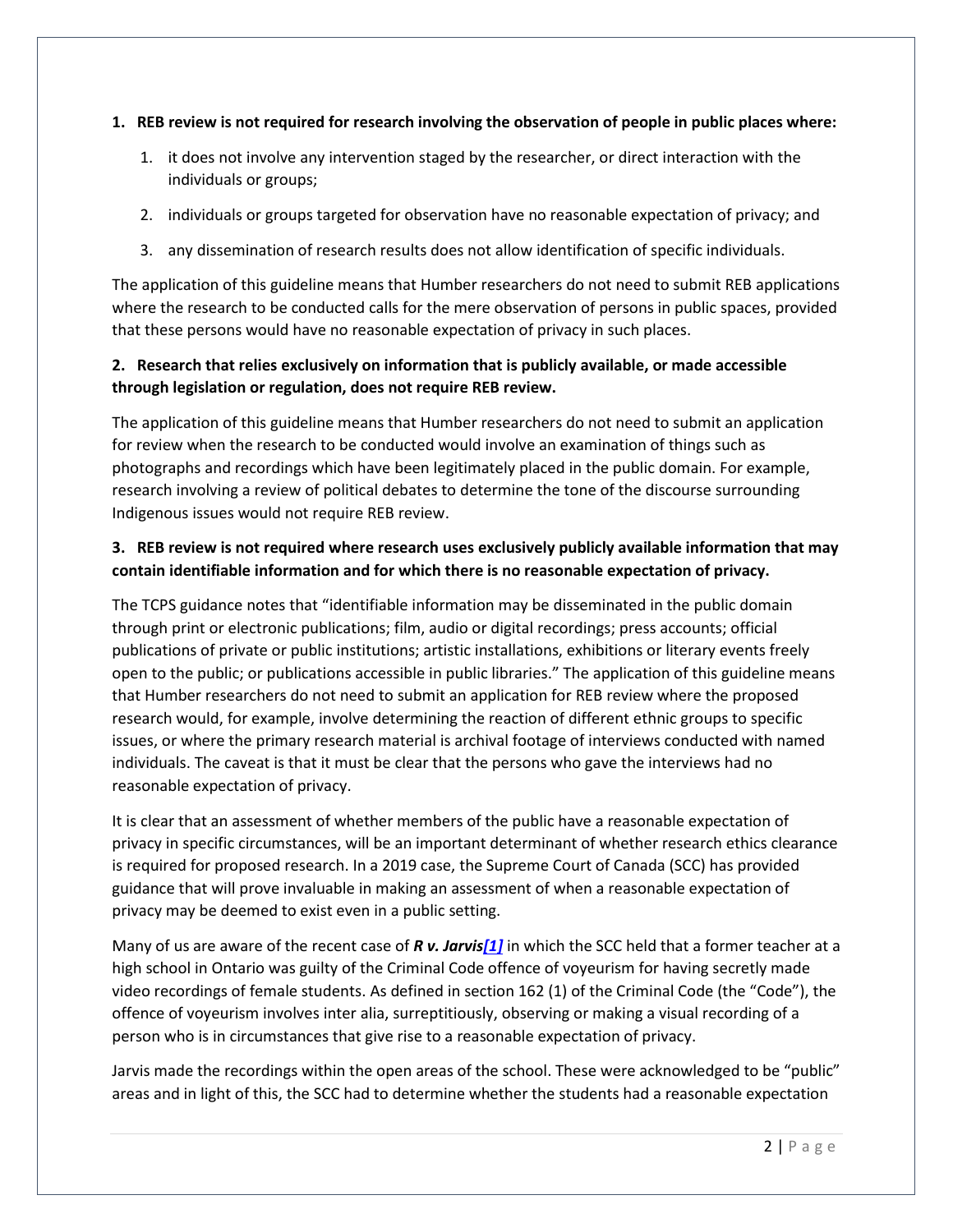**1. REB review is not required for research involving the observation of people in public places where:**

1. it does not involve any intervention staged by the researcher, or direct interaction with the individuals or groups;
2. individuals or groups targeted for observation have no reasonable expectation of privacy; and
3. any dissemination of research results does not allow identification of specific individuals.

The application of this guideline means that Humber researchers do not need to submit REB applications where the research to be conducted calls for the mere observation of persons in public spaces, provided that these persons would have no reasonable expectation of privacy in such places.

**2. Research that relies exclusively on information that is publicly available, or made accessible through legislation or regulation, does not require REB review.**

The application of this guideline means that Humber researchers do not need to submit an application for review when the research to be conducted would involve an examination of things such as photographs and recordings which have been legitimately placed in the public domain. For example, research involving a review of political debates to determine the tone of the discourse surrounding Indigenous issues would not require REB review.

**3. REB review is not required where research uses exclusively publicly available information that may contain identifiable information and for which there is no reasonable expectation of privacy.**

The TCPS guidance notes that "identifiable information may be disseminated in the public domain through print or electronic publications; film, audio or digital recordings; press accounts; official publications of private or public institutions; artistic installations, exhibitions or literary events freely open to the public; or publications accessible in public libraries." The application of this guideline means that Humber researchers do not need to submit an application for REB review where the proposed research would, for example, involve determining the reaction of different ethnic groups to specific issues, or where the primary research material is archival footage of interviews conducted with named individuals. The caveat is that it must be clear that the persons who gave the interviews had no reasonable expectation of privacy.

It is clear that an assessment of whether members of the public have a reasonable expectation of privacy in specific circumstances, will be an important determinant of whether research ethics clearance is required for proposed research. In a 2019 case, the Supreme Court of Canada (SCC) has provided guidance that will prove invaluable in making an assessment of when a reasonable expectation of privacy may be deemed to exist even in a public setting.

Many of us are aware of the recent case of ***R v. Jarvis*[1]** in which the SCC held that a former teacher at a high school in Ontario was guilty of the Criminal Code offence of voyeurism for having secretly made video recordings of female students. As defined in section 162 (1) of the Criminal Code (the "Code"), the offence of voyeurism involves inter alia, surreptitiously, observing or making a visual recording of a person who is in circumstances that give rise to a reasonable expectation of privacy.

Jarvis made the recordings within the open areas of the school. These were acknowledged to be "public" areas and in light of this, the SCC had to determine whether the students had a reasonable expectation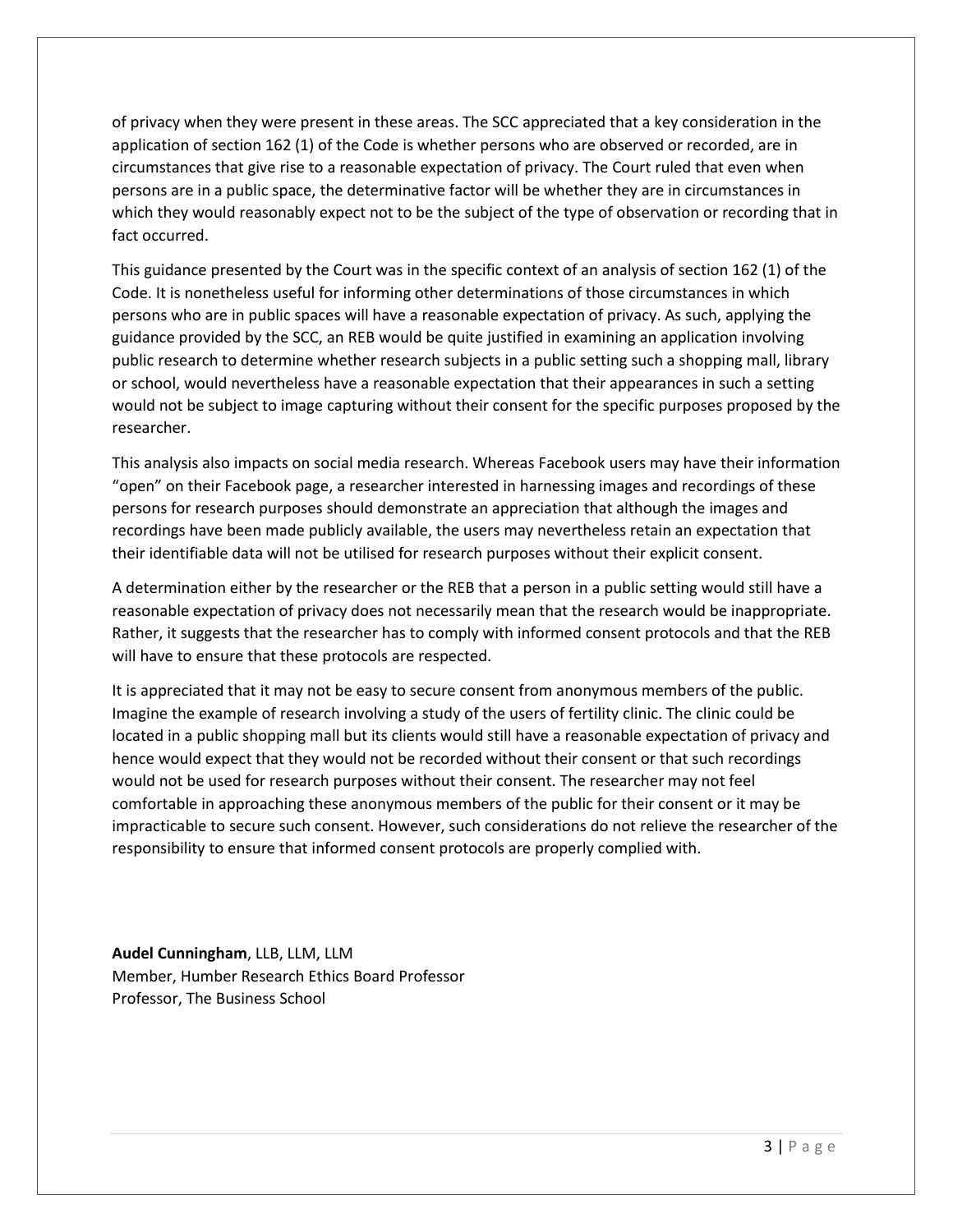of privacy when they were present in these areas. The SCC appreciated that a key consideration in the application of section 162 (1) of the Code is whether persons who are observed or recorded, are in circumstances that give rise to a reasonable expectation of privacy. The Court ruled that even when persons are in a public space, the determinative factor will be whether they are in circumstances in which they would reasonably expect not to be the subject of the type of observation or recording that in fact occurred.

This guidance presented by the Court was in the specific context of an analysis of section 162 (1) of the Code. It is nonetheless useful for informing other determinations of those circumstances in which persons who are in public spaces will have a reasonable expectation of privacy. As such, applying the guidance provided by the SCC, an REB would be quite justified in examining an application involving public research to determine whether research subjects in a public setting such a shopping mall, library or school, would nevertheless have a reasonable expectation that their appearances in such a setting would not be subject to image capturing without their consent for the specific purposes proposed by the researcher.

This analysis also impacts on social media research. Whereas Facebook users may have their information "open" on their Facebook page, a researcher interested in harnessing images and recordings of these persons for research purposes should demonstrate an appreciation that although the images and recordings have been made publicly available, the users may nevertheless retain an expectation that their identifiable data will not be utilised for research purposes without their explicit consent.

A determination either by the researcher or the REB that a person in a public setting would still have a reasonable expectation of privacy does not necessarily mean that the research would be inappropriate. Rather, it suggests that the researcher has to comply with informed consent protocols and that the REB will have to ensure that these protocols are respected.

It is appreciated that it may not be easy to secure consent from anonymous members of the public. Imagine the example of research involving a study of the users of fertility clinic. The clinic could be located in a public shopping mall but its clients would still have a reasonable expectation of privacy and hence would expect that they would not be recorded without their consent or that such recordings would not be used for research purposes without their consent. The researcher may not feel comfortable in approaching these anonymous members of the public for their consent or it may be impracticable to secure such consent. However, such considerations do not relieve the researcher of the responsibility to ensure that informed consent protocols are properly complied with.

**Audel Cunningham**, LLB, LLM, LLM
Member, Humber Research Ethics Board Professor
Professor, The Business School